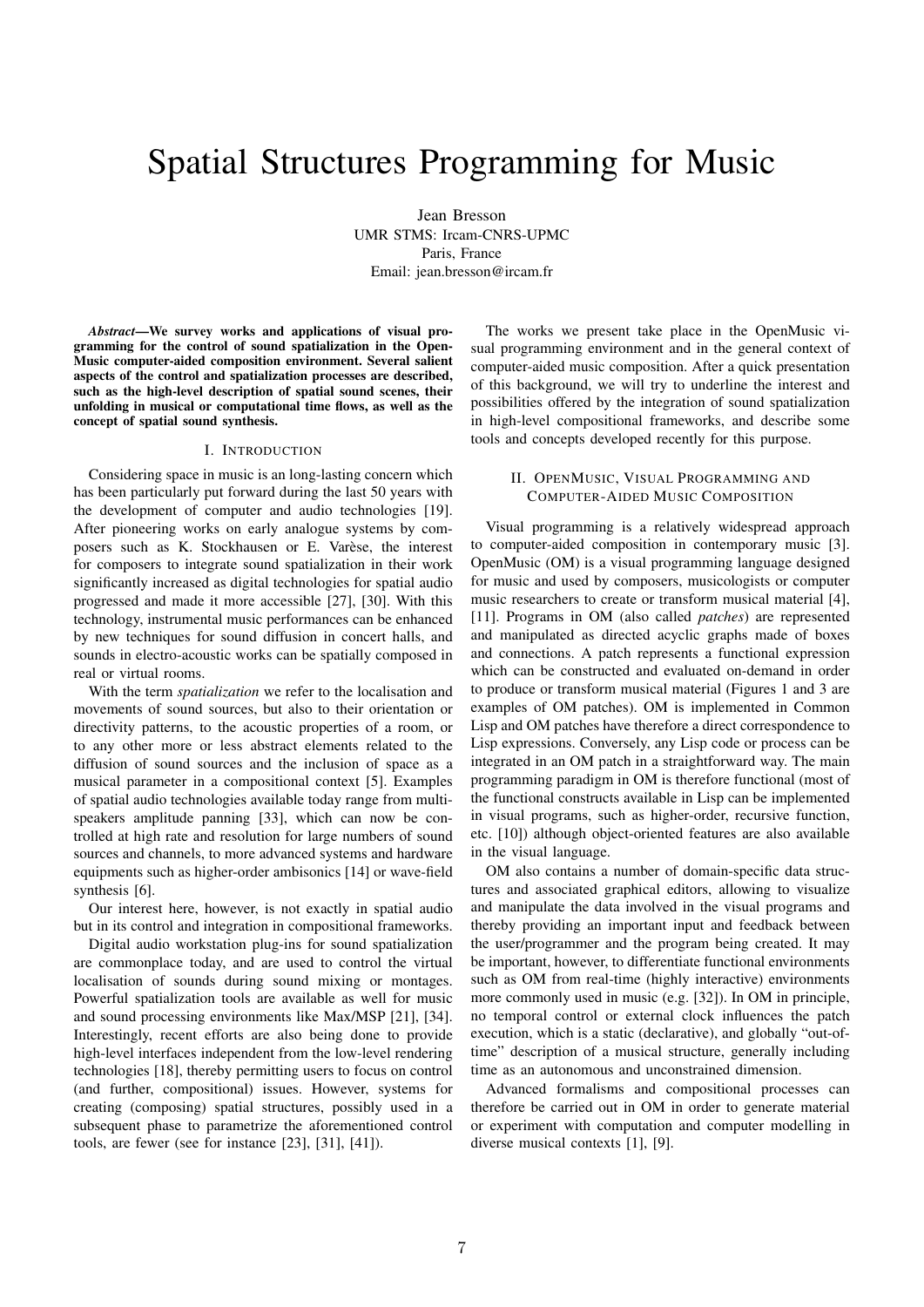# Spatial Structures Programming for Music

Jean Bresson
UMR STMS: Ircam-CNRS-UPMC
Paris, France
Email: jean.bresson@ircam.fr

***Abstract*—We survey works and applications of visual programming for the control of sound spatialization in the OpenMusic computer-aided composition environment. Several salient aspects of the control and spatialization processes are described, such as the high-level description of spatial sound scenes, their unfolding in musical or computational time flows, as well as the concept of spatial sound synthesis.**

## I. Introduction

Considering space in music is an long-lasting concern which has been particularly put forward during the last 50 years with the development of computer and audio technologies [19]. After pioneering works on early analogue systems by composers such as K. Stockhausen or E. Varèse, the interest for composers to integrate sound spatialization in their work significantly increased as digital technologies for spatial audio progressed and made it more accessible [27], [30]. With this technology, instrumental music performances can be enhanced by new techniques for sound diffusion in concert halls, and sounds in electro-acoustic works can be spatially composed in real or virtual rooms.

With the term *spatialization* we refer to the localisation and movements of sound sources, but also to their orientation or directivity patterns, to the acoustic properties of a room, or to any other more or less abstract elements related to the diffusion of sound sources and the inclusion of space as a musical parameter in a compositional context [5]. Examples of spatial audio technologies available today range from multi-speakers amplitude panning [33], which can now be controlled at high rate and resolution for large numbers of sound sources and channels, to more advanced systems and hardware equipments such as higher-order ambisonics [14] or wave-field synthesis [6].

Our interest here, however, is not exactly in spatial audio but in its control and integration in compositional frameworks.

Digital audio workstation plug-ins for sound spatialization are commonplace today, and are used to control the virtual localisation of sounds during sound mixing or montages. Powerful spatialization tools are available as well for music and sound processing environments like Max/MSP [21], [34]. Interestingly, recent efforts are also being done to provide high-level interfaces independent from the low-level rendering technologies [18], thereby permitting users to focus on control (and further, compositional) issues. However, systems for creating (composing) spatial structures, possibly used in a subsequent phase to parametrize the aforementioned control tools, are fewer (see for instance [23], [31], [41]).

The works we present take place in the OpenMusic visual programming environment and in the general context of computer-aided music composition. After a quick presentation of this background, we will try to underline the interest and possibilities offered by the integration of sound spatialization in high-level compositional frameworks, and describe some tools and concepts developed recently for this purpose.

## II. OpenMusic, Visual Programming and Computer-Aided Music Composition

Visual programming is a relatively widespread approach to computer-aided composition in contemporary music [3]. OpenMusic (OM) is a visual programming language designed for music and used by composers, musicologists or computer music researchers to create or transform musical material [4], [11]. Programs in OM (also called *patches*) are represented and manipulated as directed acyclic graphs made of boxes and connections. A patch represents a functional expression which can be constructed and evaluated on-demand in order to produce or transform musical material (Figures 1 and 3 are examples of OM patches). OM is implemented in Common Lisp and OM patches have therefore a direct correspondence to Lisp expressions. Conversely, any Lisp code or process can be integrated in an OM patch in a straightforward way. The main programming paradigm in OM is therefore functional (most of the functional constructs available in Lisp can be implemented in visual programs, such as higher-order, recursive function, etc. [10]) although object-oriented features are also available in the visual language.

OM also contains a number of domain-specific data structures and associated graphical editors, allowing to visualize and manipulate the data involved in the visual programs and thereby providing an important input and feedback between the user/programmer and the program being created. It may be important, however, to differentiate functional environments such as OM from real-time (highly interactive) environments more commonly used in music (e.g. [32]). In OM in principle, no temporal control or external clock influences the patch execution, which is a static (declarative), and globally "out-of-time" description of a musical structure, generally including time as an autonomous and unconstrained dimension.

Advanced formalisms and compositional processes can therefore be carried out in OM in order to generate material or experiment with computation and computer modelling in diverse musical contexts [1], [9].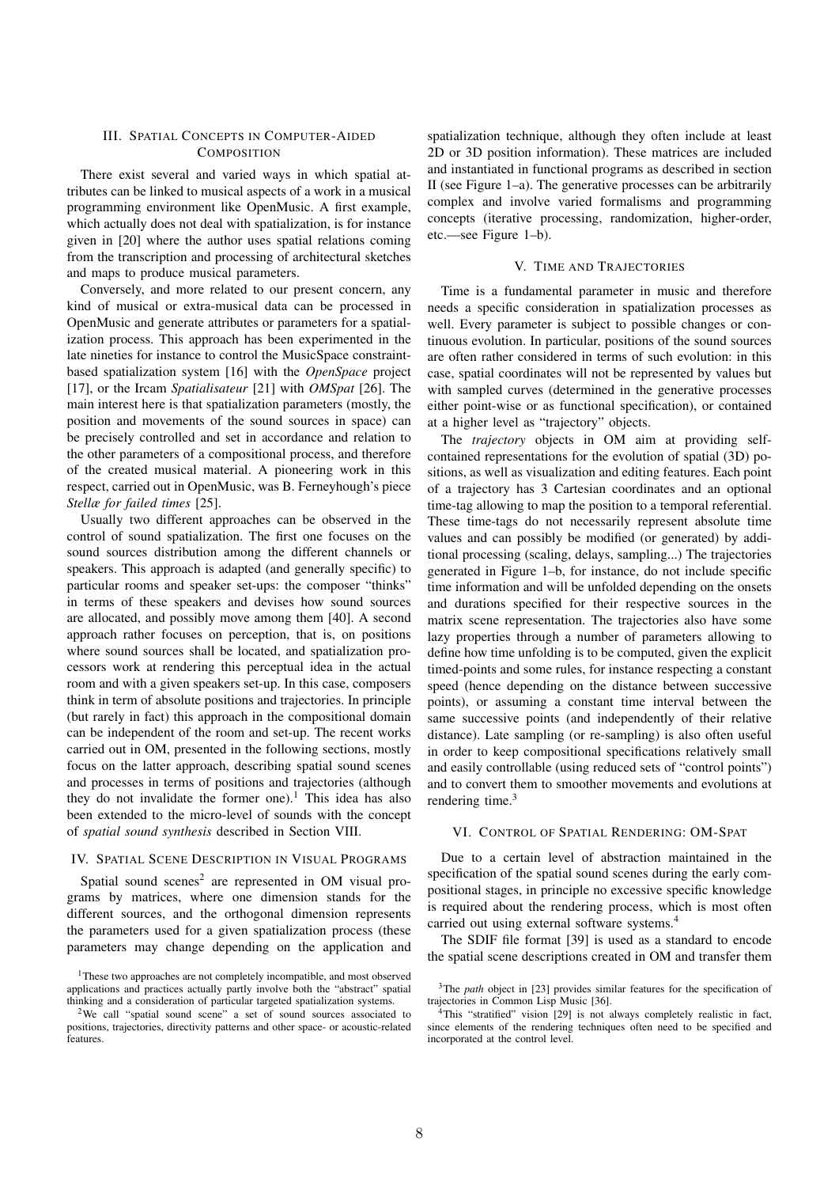## III. Spatial Concepts in Computer-Aided Composition

There exist several and varied ways in which spatial attributes can be linked to musical aspects of a work in a musical programming environment like OpenMusic. A first example, which actually does not deal with spatialization, is for instance given in [20] where the author uses spatial relations coming from the transcription and processing of architectural sketches and maps to produce musical parameters.

Conversely, and more related to our present concern, any kind of musical or extra-musical data can be processed in OpenMusic and generate attributes or parameters for a spatialization process. This approach has been experimented in the late nineties for instance to control the MusicSpace constraint-based spatialization system [16] with the *OpenSpace* project [17], or the Ircam *Spatialisateur* [21] with *OMSpat* [26]. The main interest here is that spatialization parameters (mostly, the position and movements of the sound sources in space) can be precisely controlled and set in accordance and relation to the other parameters of a compositional process, and therefore of the created musical material. A pioneering work in this respect, carried out in OpenMusic, was B. Ferneyhough's piece *Stellæ for failed times* [25].

Usually two different approaches can be observed in the control of sound spatialization. The first one focuses on the sound sources distribution among the different channels or speakers. This approach is adapted (and generally specific) to particular rooms and speaker set-ups: the composer "thinks" in terms of these speakers and devises how sound sources are allocated, and possibly move among them [40]. A second approach rather focuses on perception, that is, on positions where sound sources shall be located, and spatialization processors work at rendering this perceptual idea in the actual room and with a given speakers set-up. In this case, composers think in term of absolute positions and trajectories. In principle (but rarely in fact) this approach in the compositional domain can be independent of the room and set-up. The recent works carried out in OM, presented in the following sections, mostly focus on the latter approach, describing spatial sound scenes and processes in terms of positions and trajectories (although they do not invalidate the former one).[1] This idea has also been extended to the micro-level of sounds with the concept of *spatial sound synthesis* described in Section VIII.

## IV. Spatial Scene Description in Visual Programs

Spatial sound scenes[2] are represented in OM visual programs by matrices, where one dimension stands for the different sources, and the orthogonal dimension represents the parameters used for a given spatialization process (these parameters may change depending on the application and spatialization technique, although they often include at least 2D or 3D position information). These matrices are included and instantiated in functional programs as described in section II (see Figure 1–a). The generative processes can be arbitrarily complex and involve varied formalisms and programming concepts (iterative processing, randomization, higher-order, etc.—see Figure 1–b).

## V. Time and Trajectories

Time is a fundamental parameter in music and therefore needs a specific consideration in spatialization processes as well. Every parameter is subject to possible changes or continuous evolution. In particular, positions of the sound sources are often rather considered in terms of such evolution: in this case, spatial coordinates will not be represented by values but with sampled curves (determined in the generative processes either point-wise or as functional specification), or contained at a higher level as "trajectory" objects.

The *trajectory* objects in OM aim at providing self-contained representations for the evolution of spatial (3D) positions, as well as visualization and editing features. Each point of a trajectory has 3 Cartesian coordinates and an optional time-tag allowing to map the position to a temporal referential. These time-tags do not necessarily represent absolute time values and can possibly be modified (or generated) by additional processing (scaling, delays, sampling...) The trajectories generated in Figure 1–b, for instance, do not include specific time information and will be unfolded depending on the onsets and durations specified for their respective sources in the matrix scene representation. The trajectories also have some lazy properties through a number of parameters allowing to define how time unfolding is to be computed, given the explicit timed-points and some rules, for instance respecting a constant speed (hence depending on the distance between successive points), or assuming a constant time interval between the same successive points (and independently of their relative distance). Late sampling (or re-sampling) is also often useful in order to keep compositional specifications relatively small and easily controllable (using reduced sets of "control points") and to convert them to smoother movements and evolutions at rendering time.[3]

## VI. Control of Spatial Rendering: OM-Spat

Due to a certain level of abstraction maintained in the specification of the spatial sound scenes during the early compositional stages, in principle no excessive specific knowledge is required about the rendering process, which is most often carried out using external software systems.[4]

The SDIF file format [39] is used as a standard to encode the spatial scene descriptions created in OM and transfer them

[1] These two approaches are not completely incompatible, and most observed applications and practices actually partly involve both the "abstract" spatial thinking and a consideration of particular targeted spatialization systems.

[2] We call "spatial sound scene" a set of sound sources associated to positions, trajectories, directivity patterns and other space- or acoustic-related features.

[3] The *path* object in [23] provides similar features for the specification of trajectories in Common Lisp Music [36].

[4] This "stratified" vision [29] is not always completely realistic in fact, since elements of the rendering techniques often need to be specified and incorporated at the control level.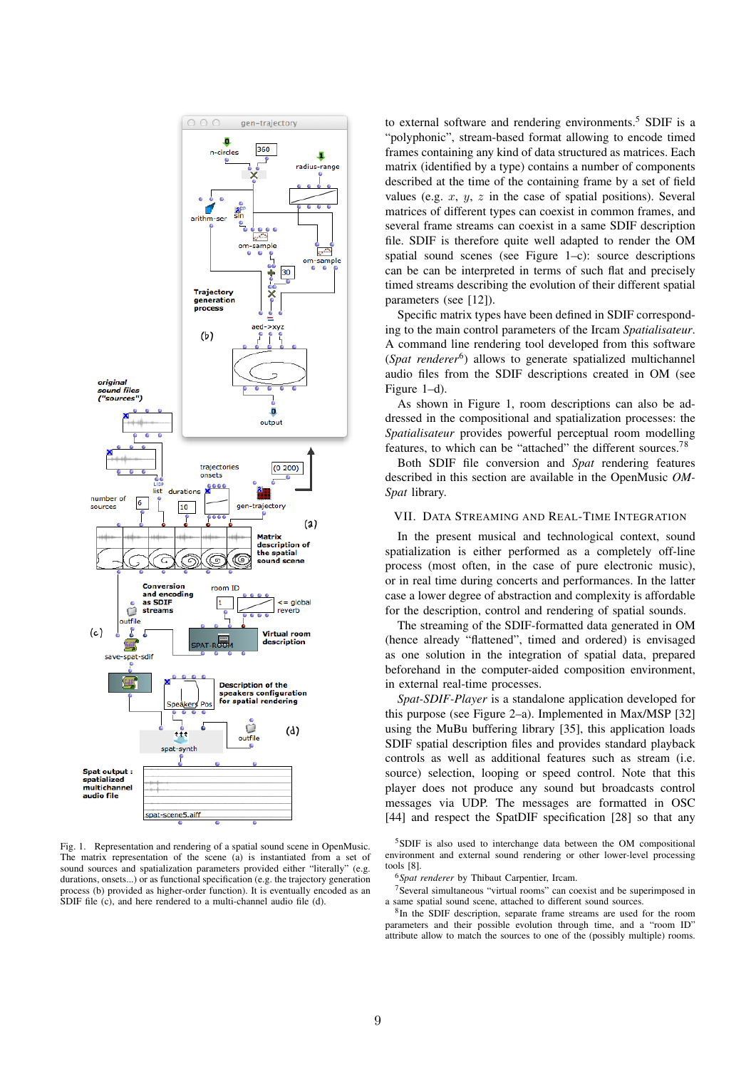Fig. 1. Representation and rendering of a spatial sound scene in OpenMusic. The matrix representation of the scene (a) is instantiated from a set of sound sources and spatialization parameters provided either "literally" (e.g. durations, onsets...) or as functional specification (e.g. the trajectory generation process (b) provided as higher-order function). It is eventually encoded as an SDIF file (c), and here rendered to a multi-channel audio file (d).

to external software and rendering environments.[5] SDIF is a "polyphonic", stream-based format allowing to encode timed frames containing any kind of data structured as matrices. Each matrix (identified by a type) contains a number of components described at the time of the containing frame by a set of field values (e.g. $x$, $y$, $z$ in the case of spatial positions). Several matrices of different types can coexist in common frames, and several frame streams can coexist in a same SDIF description file. SDIF is therefore quite well adapted to render the OM spatial sound scenes (see Figure 1–c): source descriptions can be can be interpreted in terms of such flat and precisely timed streams describing the evolution of their different spatial parameters (see [12]).

Specific matrix types have been defined in SDIF corresponding to the main control parameters of the Ircam *Spatialisateur*. A command line rendering tool developed from this software (*Spat renderer*[6]) allows to generate spatialized multichannel audio files from the SDIF descriptions created in OM (see Figure 1–d).

As shown in Figure 1, room descriptions can also be addressed in the compositional and spatialization processes: the *Spatialisateur* provides powerful perceptual room modelling features, to which can be "attached" the different sources.[7][8]

Both SDIF file conversion and *Spat* rendering features described in this section are available in the OpenMusic *OM-Spat* library.

## VII. Data Streaming and Real-Time Integration

In the present musical and technological context, sound spatialization is either performed as a completely off-line process (most often, in the case of pure electronic music), or in real time during concerts and performances. In the latter case a lower degree of abstraction and complexity is affordable for the description, control and rendering of spatial sounds.

The streaming of the SDIF-formatted data generated in OM (hence already "flattened", timed and ordered) is envisaged as one solution in the integration of spatial data, prepared beforehand in the computer-aided composition environment, in external real-time processes.

*Spat-SDIF-Player* is a standalone application developed for this purpose (see Figure 2–a). Implemented in Max/MSP [32] using the MuBu buffering library [35], this application loads SDIF spatial description files and provides standard playback controls as well as additional features such as stream (i.e. source) selection, looping or speed control. Note that this player does not produce any sound but broadcasts control messages via UDP. The messages are formatted in OSC [44] and respect the SpatDIF specification [28] so that any

[5] SDIF is also used to interchange data between the OM compositional environment and external sound rendering or other lower-level processing tools [8].

[6] *Spat renderer* by Thibaut Carpentier, Ircam.

[7] Several simultaneous "virtual rooms" can coexist and be superimposed in a same spatial sound scene, attached to different sound sources.

[8] In the SDIF description, separate frame streams are used for the room parameters and their possible evolution through time, and a "room ID" attribute allow to match the sources to one of the (possibly multiple) rooms.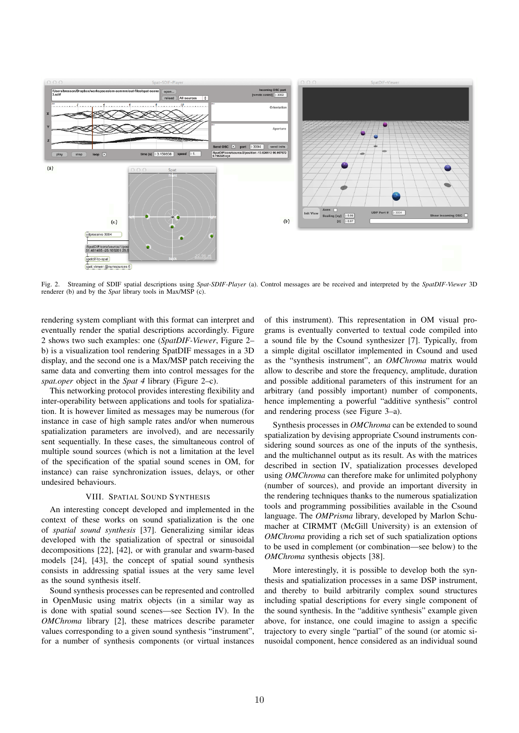Fig. 2. Streaming of SDIF spatial descriptions using *Spat-SDIF-Player* (a). Control messages are be received and interpreted by the *SpatDIF-Viewer* 3D renderer (b) and by the *Spat* library tools in Max/MSP (c).

rendering system compliant with this format can interpret and eventually render the spatial descriptions accordingly. Figure 2 shows two such examples: one (*SpatDIF-Viewer*, Figure 2–b) is a visualization tool rendering SpatDIF messages in a 3D display, and the second one is a Max/MSP patch receiving the same data and converting them into control messages for the *spat.oper* object in the *Spat 4* library (Figure 2–c).

This networking protocol provides interesting flexibility and inter-operability between applications and tools for spatialization. It is however limited as messages may be numerous (for instance in case of high sample rates and/or when numerous spatialization parameters are involved), and are necessarily sent sequentially. In these cases, the simultaneous control of multiple sound sources (which is not a limitation at the level of the specification of the spatial sound scenes in OM, for instance) can raise synchronization issues, delays, or other undesired behaviours.

## VIII. Spatial Sound Synthesis

An interesting concept developed and implemented in the context of these works on sound spatialization is the one of *spatial sound synthesis* [37]. Generalizing similar ideas developed with the spatialization of spectral or sinusoidal decompositions [22], [42], or with granular and swarm-based models [24], [43], the concept of spatial sound synthesis consists in addressing spatial issues at the very same level as the sound synthesis itself.

Sound synthesis processes can be represented and controlled in OpenMusic using matrix objects (in a similar way as is done with spatial sound scenes—see Section IV). In the *OMChroma* library [2], these matrices describe parameter values corresponding to a given sound synthesis "instrument", for a number of synthesis components (or virtual instances of this instrument). This representation in OM visual programs is eventually converted to textual code compiled into a sound file by the Csound synthesizer [7]. Typically, from a simple digital oscillator implemented in Csound and used as the "synthesis instrument", an *OMChroma* matrix would allow to describe and store the frequency, amplitude, duration and possible additional parameters of this instrument for an arbitrary (and possibly important) number of components, hence implementing a powerful "additive synthesis" control and rendering process (see Figure 3–a).

Synthesis processes in *OMChroma* can be extended to sound spatialization by devising appropriate Csound instruments considering sound sources as one of the inputs of the synthesis, and the multichannel output as its result. As with the matrices described in section IV, spatialization processes developed using *OMChroma* can therefore make for unlimited polyphony (number of sources), and provide an important diversity in the rendering techniques thanks to the numerous spatialization tools and programming possibilities available in the Csound language. The *OMPrisma* library, developed by Marlon Schumacher at CIRMMT (McGill University) is an extension of *OMChroma* providing a rich set of such spatialization options to be used in complement (or combination—see below) to the *OMChroma* synthesis objects [38].

More interestingly, it is possible to develop both the synthesis and spatialization processes in a same DSP instrument, and thereby to build arbitrarily complex sound structures including spatial descriptions for every single component of the sound synthesis. In the "additive synthesis" example given above, for instance, one could imagine to assign a specific trajectory to every single "partial" of the sound (or atomic sinusoidal component, hence considered as an individual sound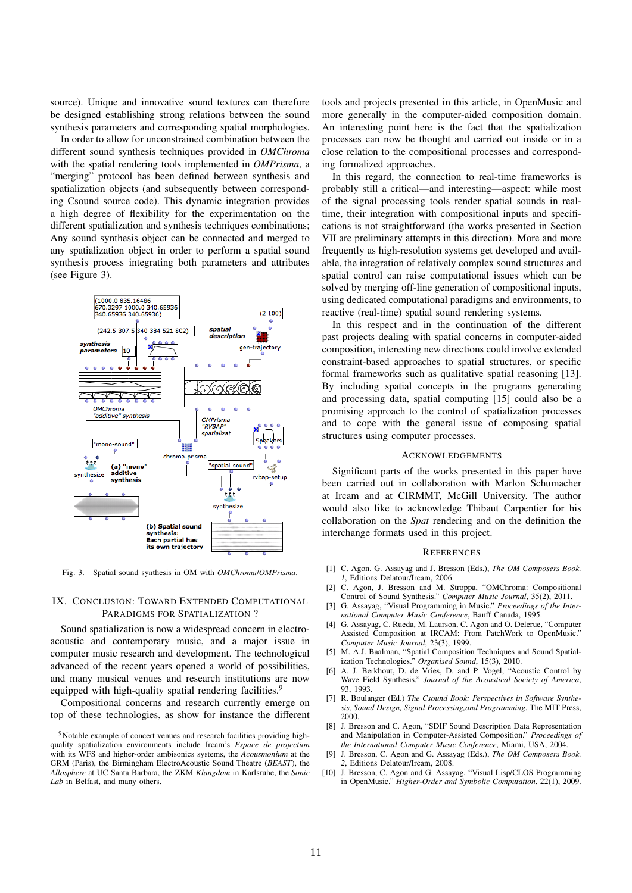source). Unique and innovative sound textures can therefore be designed establishing strong relations between the sound synthesis parameters and corresponding spatial morphologies.

In order to allow for unconstrained combination between the different sound synthesis techniques provided in *OMChroma* with the spatial rendering tools implemented in *OMPrisma*, a "merging" protocol has been defined between synthesis and spatialization objects (and subsequently between corresponding Csound source code). This dynamic integration provides a high degree of flexibility for the experimentation on the different spatialization and synthesis techniques combinations; Any sound synthesis object can be connected and merged to any spatialization object in order to perform a spatial sound synthesis process integrating both parameters and attributes (see Figure 3).

Fig. 3. Spatial sound synthesis in OM with *OMChroma/OMPrisma*.

## IX. Conclusion: Toward Extended Computational Paradigms for Spatialization ?

Sound spatialization is now a widespread concern in electro-acoustic and contemporary music, and a major issue in computer music research and development. The technological advanced of the recent years opened a world of possibilities, and many musical venues and research institutions are now equipped with high-quality spatial rendering facilities.[9]

Compositional concerns and research currently emerge on top of these technologies, as show for instance the different tools and projects presented in this article, in OpenMusic and more generally in the computer-aided composition domain. An interesting point here is the fact that the spatialization processes can now be thought and carried out inside or in a close relation to the compositional processes and corresponding formalized approaches.

In this regard, the connection to real-time frameworks is probably still a critical—and interesting—aspect: while most of the signal processing tools render spatial sounds in real-time, their integration with compositional inputs and specifications is not straightforward (the works presented in Section VII are preliminary attempts in this direction). More and more frequently as high-resolution systems get developed and available, the integration of relatively complex sound structures and spatial control can raise computational issues which can be solved by merging off-line generation of compositional inputs, using dedicated computational paradigms and environments, to reactive (real-time) spatial sound rendering systems.

In this respect and in the continuation of the different past projects dealing with spatial concerns in computer-aided composition, interesting new directions could involve extended constraint-based approaches to spatial structures, or specific formal frameworks such as qualitative spatial reasoning [13]. By including spatial concepts in the programs generating and processing data, spatial computing [15] could also be a promising approach to the control of spatialization processes and to cope with the general issue of composing spatial structures using computer processes.

## Acknowledgements

Significant parts of the works presented in this paper have been carried out in collaboration with Marlon Schumacher at Ircam and at CIRMMT, McGill University. The author would also like to acknowledge Thibaut Carpentier for his collaboration on the *Spat* rendering and on the definition the interchange formats used in this project.

[9] Notable example of concert venues and research facilities providing high-quality spatialization environments include Ircam's *Espace de projection* with its WFS and higher-order ambisonics systems, the *Acousmonium* at the GRM (Paris), the Birmingham ElectroAcoustic Sound Theatre (*BEAST*), the *Allosphere* at UC Santa Barbara, the ZKM *Klangdom* in Karlsruhe, the *Sonic Lab* in Belfast, and many others.

## References

[1] C. Agon, G. Assayag and J. Bresson (Eds.), *The OM Composers Book. 1*, Editions Delatour/Ircam, 2006.

[2] C. Agon, J. Bresson and M. Stroppa, "OMChroma: Compositional Control of Sound Synthesis." *Computer Music Journal*, 35(2), 2011.

[3] G. Assayag, "Visual Programming in Music." *Proceedings of the International Computer Music Conference*, Banff Canada, 1995.

[4] G. Assayag, C. Rueda, M. Laurson, C. Agon and O. Delerue, "Computer Assisted Composition at IRCAM: From PatchWork to OpenMusic." *Computer Music Journal*, 23(3), 1999.

[5] M. A.J. Baalman, "Spatial Composition Techniques and Sound Spatialization Technologies." *Organised Sound*, 15(3), 2010.

[6] A. J. Berkhout, D. de Vries, D. and P. Vogel, "Acoustic Control by Wave Field Synthesis." *Journal of the Acoustical Society of America*, 93, 1993.

[7] R. Boulanger (Ed.) *The Csound Book: Perspectives in Software Synthesis, Sound Design, Signal Processing,and Programming*, The MIT Press, 2000.

[8] J. Bresson and C. Agon, "SDIF Sound Description Data Representation and Manipulation in Computer-Assisted Composition." *Proceedings of the International Computer Music Conference*, Miami, USA, 2004.

[9] J. Bresson, C. Agon and G. Assayag (Eds.), *The OM Composers Book. 2*, Editions Delatour/Ircam, 2008.

[10] J. Bresson, C. Agon and G. Assayag, "Visual Lisp/CLOS Programming in OpenMusic." *Higher-Order and Symbolic Computation*, 22(1), 2009.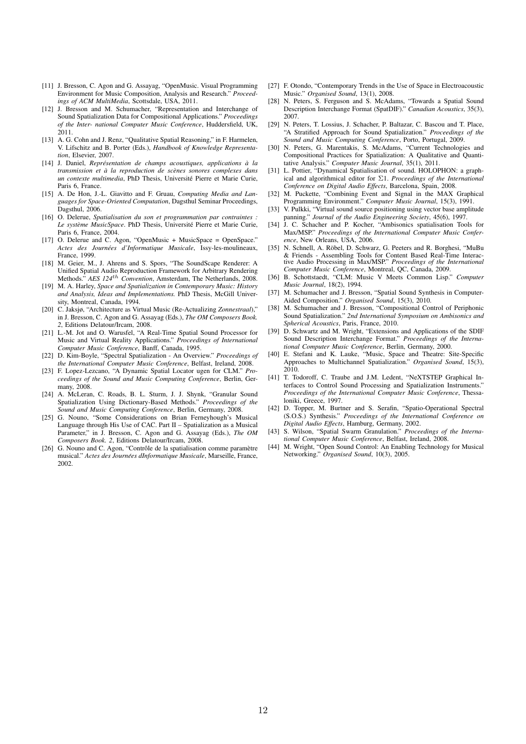[11] J. Bresson, C. Agon and G. Assayag, "OpenMusic. Visual Programming Environment for Music Composition, Analysis and Research." *Proceedings of ACM MultiMedia*, Scottsdale, USA, 2011.

[12] J. Bresson and M. Schumacher, "Representation and Interchange of Sound Spatialization Data for Compositional Applications." *Proceedings of the Inter- national Computer Music Conference*, Huddersfield, UK, 2011.

[13] A. G. Cohn and J. Renz, "Qualitative Spatial Reasoning," in F. Harmelen, V. Lifschitz and B. Porter (Eds.), *Handbook of Knowledge Representation*, Elsevier, 2007.

[14] J. Daniel, *Représentation de champs acoustiques, applications à la transmission et à la reproduction de scènes sonores complexes dans un contexte multimedia*, PhD Thesis, Université Pierre et Marie Curie, Paris 6, France.

[15] A. De Hon, J.-L. Giavitto and F. Gruau, *Computing Media and Languages for Space-Oriented Computation*, Dagsthul Seminar Proceedings, Dagsthul, 2006.

[16] O. Delerue, *Spatialisation du son et programmation par contraintes : Le système MusicSpace*. PhD Thesis, Université Pierre et Marie Curie, Paris 6, France, 2004.

[17] O. Delerue and C. Agon, "OpenMusic + MusicSpace = OpenSpace." *Actes des Journées d'Informatique Musicale*, Issy-les-moulineaux, France, 1999.

[18] M. Geier, M., J. Ahrens and S. Spors, "The SoundScape Renderer: A Unified Spatial Audio Reproduction Framework for Arbitrary Rendering Methods." *AES 124$^{th}$ Convention*, Amsterdam, The Netherlands, 2008.

[19] M. A. Harley, *Space and Spatialization in Contemporary Music: History and Analysis, Ideas and Implementations.* PhD Thesis, McGill University, Montreal, Canada, 1994.

[20] C. Jaksjø, "Architecture as Virtual Music (Re-Actualizing *Zonnestraal*)," in J. Bresson, C. Agon and G. Assayag (Eds.), *The OM Composers Book. 2*, Editions Delatour/Ircam, 2008.

[21] L.-M. Jot and O. Warusfel, "A Real-Time Spatial Sound Processor for Music and Virtual Reality Applications." *Proceedings of International Computer Music Conference*, Banff, Canada, 1995.

[22] D. Kim-Boyle, "Spectral Spatialization - An Overview." *Proceedings of the International Computer Music Conference*, Belfast, Ireland, 2008.

[23] F. Lopez-Lezcano, "A Dynamic Spatial Locator ugen for CLM." *Proceedings of the Sound and Music Computing Conference*, Berlin, Germany, 2008.

[24] A. McLeran, C. Roads, B. L. Sturm, J. J. Shynk, "Granular Sound Spatialization Using Dictionary-Based Methods." *Proceedings of the Sound and Music Computing Conference*, Berlin, Germany, 2008.

[25] G. Nouno, "Some Considerations on Brian Ferneyhough's Musical Language through His Use of CAC. Part II – Spatialization as a Musical Parameter," in J. Bresson, C. Agon and G. Assayag (Eds.), *The OM Composers Book. 2*, Editions Delatour/Ircam, 2008.

[26] G. Nouno and C. Agon, "Contrôle de la spatialisation comme paramètre musical." *Actes des Journées dInformatique Musicale*, Marseille, France, 2002.

[27] F. Otondo, "Contemporary Trends in the Use of Space in Electroacoustic Music." *Organised Sound*, 13(1), 2008.

[28] N. Peters, S. Ferguson and S. McAdams, "Towards a Spatial Sound Description Interchange Format (SpatDIF)." *Canadian Acoustics*, 35(3), 2007.

[29] N. Peters, T. Lossius, J. Schacher, P. Baltazar, C. Bascou and T. Place, "A Stratified Approach for Sound Spatialization." *Proceedings of the Sound and Music Computing Conference*, Porto, Portugal, 2009.

[30] N. Peters, G. Marentakis, S. McAdams, "Current Technologies and Compositional Practices for Spatialization: A Qualitative and Quantitative Analysis." *Computer Music Journal*, 35(1), 2011.

[31] L. Pottier, "Dynamical Spatialisation of sound. HOLOPHON: a graphical and algorithmical editor for $\Sigma 1$. *Proceedings of the International Conference on Digital Audio Effects*, Barcelona, Spain, 2008.

[32] M. Puckette, "Combining Event and Signal in the MAX Graphical Programming Environment." *Computer Music Journal*, 15(3), 1991.

[33] V. Pulkki, "Virtual sound source positioning using vector base amplitude panning." *Journal of the Audio Engineering Society*, 45(6), 1997.

[34] J. C. Schacher and P. Kocher, "Ambisonics spatialisation Tools for Max/MSP." *Proceedings of the International Computer Music Conference*, New Orleans, USA, 2006.

[35] N. Schnell, A. Röbel, D. Schwarz, G. Peeters and R. Borghesi, "MuBu & Friends - Assembling Tools for Content Based Real-Time Interactive Audio Processing in Max/MSP." *Proceedings of the International Computer Music Conference*, Montreal, QC, Canada, 2009.

[36] B. Schottstaedt, "CLM: Music V Meets Common Lisp." *Computer Music Journal*, 18(2), 1994.

[37] M. Schumacher and J. Bresson, "Spatial Sound Synthesis in Computer-Aided Composition." *Organised Sound*, 15(3), 2010.

[38] M. Schumacher and J. Bresson, "Compositional Control of Periphonic Sound Spatialization." *2nd International Symposium on Ambisonics and Spherical Acoustics*, Paris, France, 2010.

[39] D. Schwartz and M. Wright, "Extensions and Applications of the SDIF Sound Description Interchange Format." *Proceedings of the International Computer Music Conference*, Berlin, Germany, 2000.

[40] E. Stefani and K. Lauke, "Music, Space and Theatre: Site-Specific Approaches to Multichannel Spatialization." *Organised Sound*, 15(3), 2010.

[41] T. Todoroff, C. Traube and J.M. Ledent, "NeXTSTEP Graphical Interfaces to Control Sound Processing and Spatialization Instruments." *Proceedings of the International Computer Music Conference*, Thessaloniki, Greece, 1997.

[42] D. Topper, M. Burtner and S. Serafin, "Spatio-Operational Spectral (S.O.S.) Synthesis." *Proceedings of the International Conference on Digital Audio Effects*, Hamburg, Germany, 2002.

[43] S. Wilson, "Spatial Swarm Granulation." *Proceedings of the International Computer Music Conference*, Belfast, Ireland, 2008.

[44] M. Wright, "Open Sound Control: An Enabling Technology for Musical Networking." *Organised Sound*, 10(3), 2005.